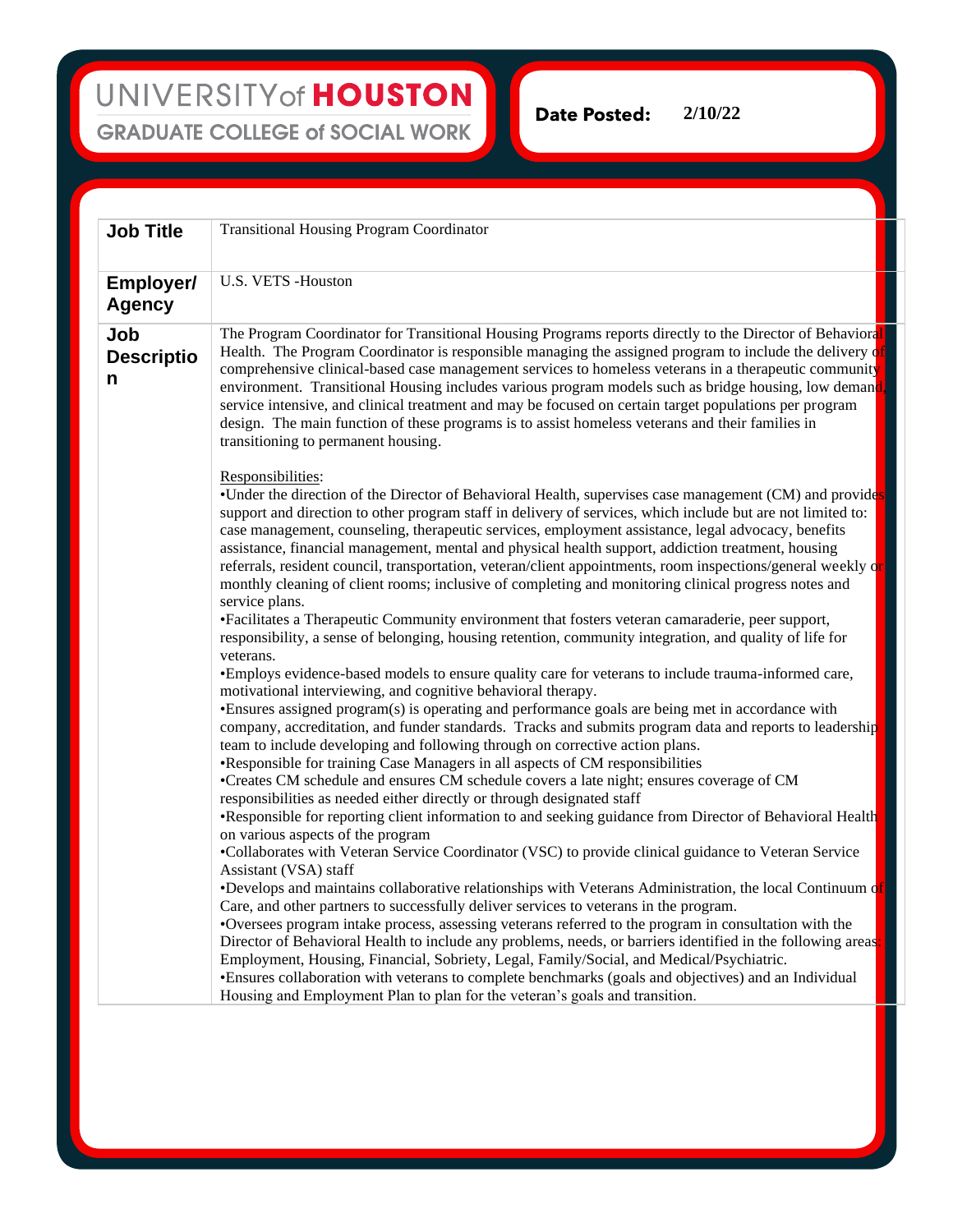UNIVERSITY of HOUSTON
GRADUATE COLLEGE of SOCIAL WORK

**Date Posted:** 2/10/22

| **Job Title** | Transitional Housing Program Coordinator |
|---|---|
| **Employer/ Agency** | U.S. VETS -Houston |
| **Job Description** | The Program Coordinator for Transitional Housing Programs reports directly to the Director of Behavioral Health. The Program Coordinator is responsible managing the assigned program to include the delivery of comprehensive clinical-based case management services to homeless veterans in a therapeutic community environment. Transitional Housing includes various program models such as bridge housing, low demand, service intensive, and clinical treatment and may be focused on certain target populations per program design. The main function of these programs is to assist homeless veterans and their families in transitioning to permanent housing.<br><br>Responsibilities:<br>•Under the direction of the Director of Behavioral Health, supervises case management (CM) and provides support and direction to other program staff in delivery of services, which include but are not limited to: case management, counseling, therapeutic services, employment assistance, legal advocacy, benefits assistance, financial management, mental and physical health support, addiction treatment, housing referrals, resident council, transportation, veteran/client appointments, room inspections/general weekly or monthly cleaning of client rooms; inclusive of completing and monitoring clinical progress notes and service plans.<br>•Facilitates a Therapeutic Community environment that fosters veteran camaraderie, peer support, responsibility, a sense of belonging, housing retention, community integration, and quality of life for veterans.<br>•Employs evidence-based models to ensure quality care for veterans to include trauma-informed care, motivational interviewing, and cognitive behavioral therapy.<br>•Ensures assigned program(s) is operating and performance goals are being met in accordance with company, accreditation, and funder standards. Tracks and submits program data and reports to leadership team to include developing and following through on corrective action plans.<br>•Responsible for training Case Managers in all aspects of CM responsibilities<br>•Creates CM schedule and ensures CM schedule covers a late night; ensures coverage of CM responsibilities as needed either directly or through designated staff<br>•Responsible for reporting client information to and seeking guidance from Director of Behavioral Health on various aspects of the program<br>•Collaborates with Veteran Service Coordinator (VSC) to provide clinical guidance to Veteran Service Assistant (VSA) staff<br>•Develops and maintains collaborative relationships with Veterans Administration, the local Continuum of Care, and other partners to successfully deliver services to veterans in the program.<br>•Oversees program intake process, assessing veterans referred to the program in consultation with the Director of Behavioral Health to include any problems, needs, or barriers identified in the following areas: Employment, Housing, Financial, Sobriety, Legal, Family/Social, and Medical/Psychiatric.<br>•Ensures collaboration with veterans to complete benchmarks (goals and objectives) and an Individual Housing and Employment Plan to plan for the veteran's goals and transition. |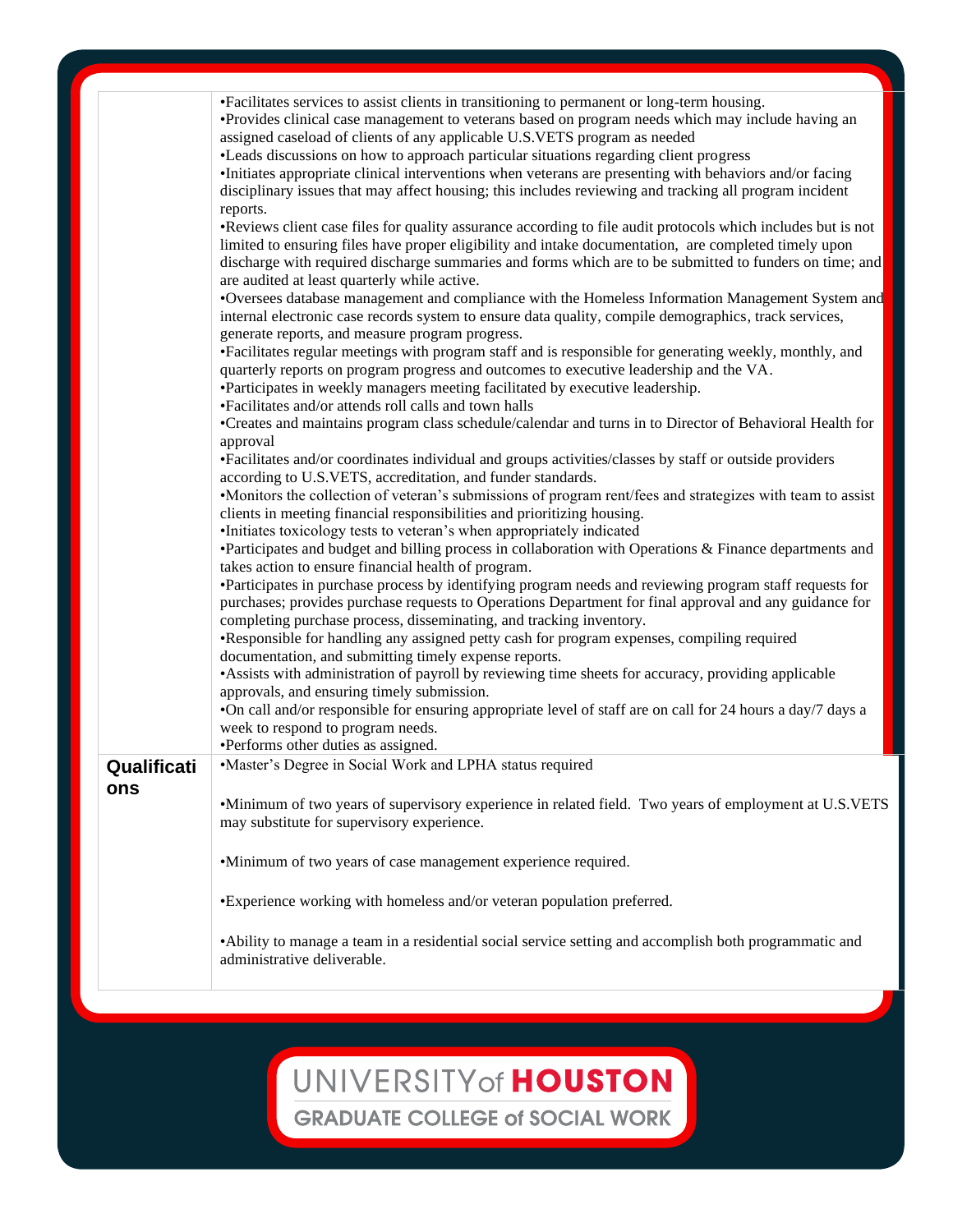| | |
|---|---|
| | •Facilitates services to assist clients in transitioning to permanent or long-term housing.<br>•Provides clinical case management to veterans based on program needs which may include having an assigned caseload of clients of any applicable U.S.VETS program as needed<br>•Leads discussions on how to approach particular situations regarding client progress<br>•Initiates appropriate clinical interventions when veterans are presenting with behaviors and/or facing disciplinary issues that may affect housing; this includes reviewing and tracking all program incident reports.<br>•Reviews client case files for quality assurance according to file audit protocols which includes but is not limited to ensuring files have proper eligibility and intake documentation, are completed timely upon discharge with required discharge summaries and forms which are to be submitted to funders on time; and are audited at least quarterly while active.<br>•Oversees database management and compliance with the Homeless Information Management System and internal electronic case records system to ensure data quality, compile demographics, track services, generate reports, and measure program progress.<br>•Facilitates regular meetings with program staff and is responsible for generating weekly, monthly, and quarterly reports on program progress and outcomes to executive leadership and the VA.<br>•Participates in weekly managers meeting facilitated by executive leadership.<br>•Facilitates and/or attends roll calls and town halls<br>•Creates and maintains program class schedule/calendar and turns in to Director of Behavioral Health for approval<br>•Facilitates and/or coordinates individual and groups activities/classes by staff or outside providers according to U.S.VETS, accreditation, and funder standards.<br>•Monitors the collection of veteran's submissions of program rent/fees and strategizes with team to assist clients in meeting financial responsibilities and prioritizing housing.<br>•Initiates toxicology tests to veteran's when appropriately indicated<br>•Participates and budget and billing process in collaboration with Operations & Finance departments and takes action to ensure financial health of program.<br>•Participates in purchase process by identifying program needs and reviewing program staff requests for purchases; provides purchase requests to Operations Department for final approval and any guidance for completing purchase process, disseminating, and tracking inventory.<br>•Responsible for handling any assigned petty cash for program expenses, compiling required documentation, and submitting timely expense reports.<br>•Assists with administration of payroll by reviewing time sheets for accuracy, providing applicable approvals, and ensuring timely submission.<br>•On call and/or responsible for ensuring appropriate level of staff are on call for 24 hours a day/7 days a week to respond to program needs.<br>•Performs other duties as assigned. |
| **Qualifications** | •Master's Degree in Social Work and LPHA status required<br><br>•Minimum of two years of supervisory experience in related field. Two years of employment at U.S.VETS may substitute for supervisory experience.<br><br>•Minimum of two years of case management experience required.<br><br>•Experience working with homeless and/or veteran population preferred.<br><br>•Ability to manage a team in a residential social service setting and accomplish both programmatic and administrative deliverable. |

UNIVERSITY of HOUSTON
GRADUATE COLLEGE of SOCIAL WORK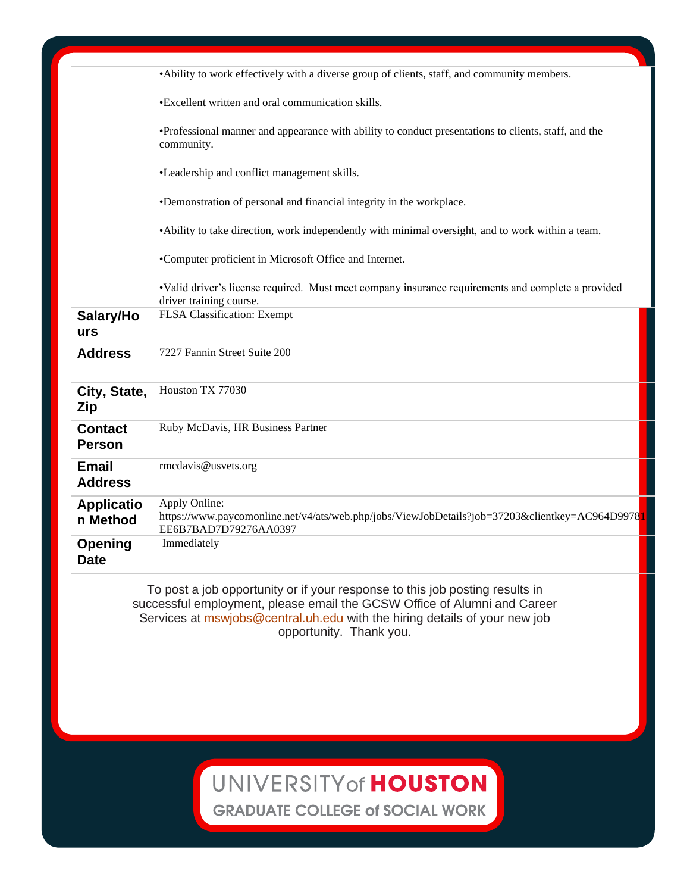| | |
|---|---|
| | •Ability to work effectively with a diverse group of clients, staff, and community members.<br><br>•Excellent written and oral communication skills.<br><br>•Professional manner and appearance with ability to conduct presentations to clients, staff, and the community.<br><br>•Leadership and conflict management skills.<br><br>•Demonstration of personal and financial integrity in the workplace.<br><br>•Ability to take direction, work independently with minimal oversight, and to work within a team.<br><br>•Computer proficient in Microsoft Office and Internet.<br><br>•Valid driver's license required. Must meet company insurance requirements and complete a provided driver training course. |
| **Salary/Hours** | FLSA Classification: Exempt |
| **Address** | 7227 Fannin Street Suite 200 |
| **City, State, Zip** | Houston TX 77030 |
| **Contact Person** | Ruby McDavis, HR Business Partner |
| **Email Address** | rmcdavis@usvets.org |
| **Application Method** | Apply Online: https://www.paycomonline.net/v4/ats/web.php/jobs/ViewJobDetails?job=37203&clientkey=AC964D99781EE6B7BAD7D79276AA0397 |
| **Opening Date** | Immediately |

To post a job opportunity or if your response to this job posting results in successful employment, please email the GCSW Office of Alumni and Career Services at mswjobs@central.uh.edu with the hiring details of your new job opportunity. Thank you.

UNIVERSITY of HOUSTON
GRADUATE COLLEGE of SOCIAL WORK